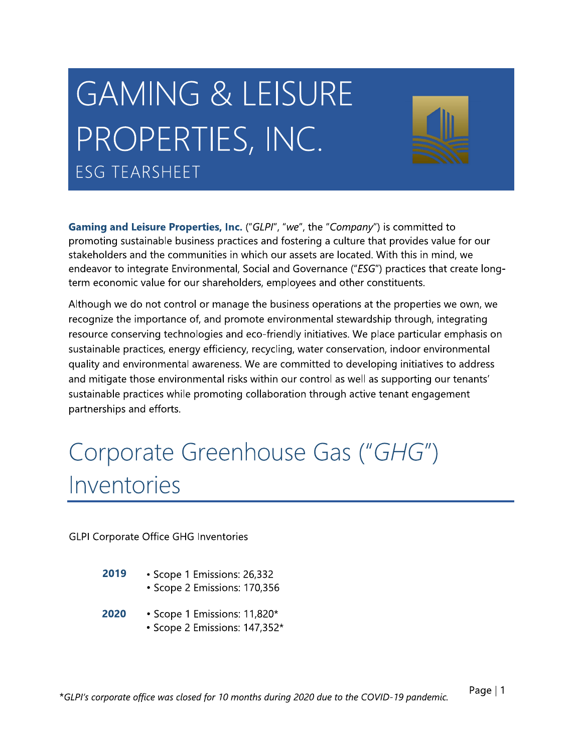# GAMING & LEISURE PROPERTIES, INC.

## ESG TEARSHEET

**Gaming and Leisure Properties, Inc.** ("*GLPI*", "*we*", the "*Company*") is committed to promoting sustainable business practices and fostering a culture that provides value for our stakeholders and the communities in which our assets are located. With this in mind, we endeavor to integrate Environmental, Social and Governance ("*ESG*") practices that create long-term economic value for our shareholders, employees and other constituents.

Although we do not control or manage the business operations at the properties we own, we recognize the importance of, and promote environmental stewardship through, integrating resource conserving technologies and eco-friendly initiatives. We place particular emphasis on sustainable practices, energy efficiency, recycling, water conservation, indoor environmental quality and environmental awareness. We are committed to developing initiatives to address and mitigate those environmental risks within our control as well as supporting our tenants' sustainable practices while promoting collaboration through active tenant engagement partnerships and efforts.

# Corporate Greenhouse Gas ("*GHG*") Inventories

GLPI Corporate Office GHG Inventories

**2019**
- Scope 1 Emissions: 26,332
- Scope 2 Emissions: 170,356

**2020**
- Scope 1 Emissions: 11,820*
- Scope 2 Emissions: 147,352*

*\*GLPI's corporate office was closed for 10 months during 2020 due to the COVID-19 pandemic.*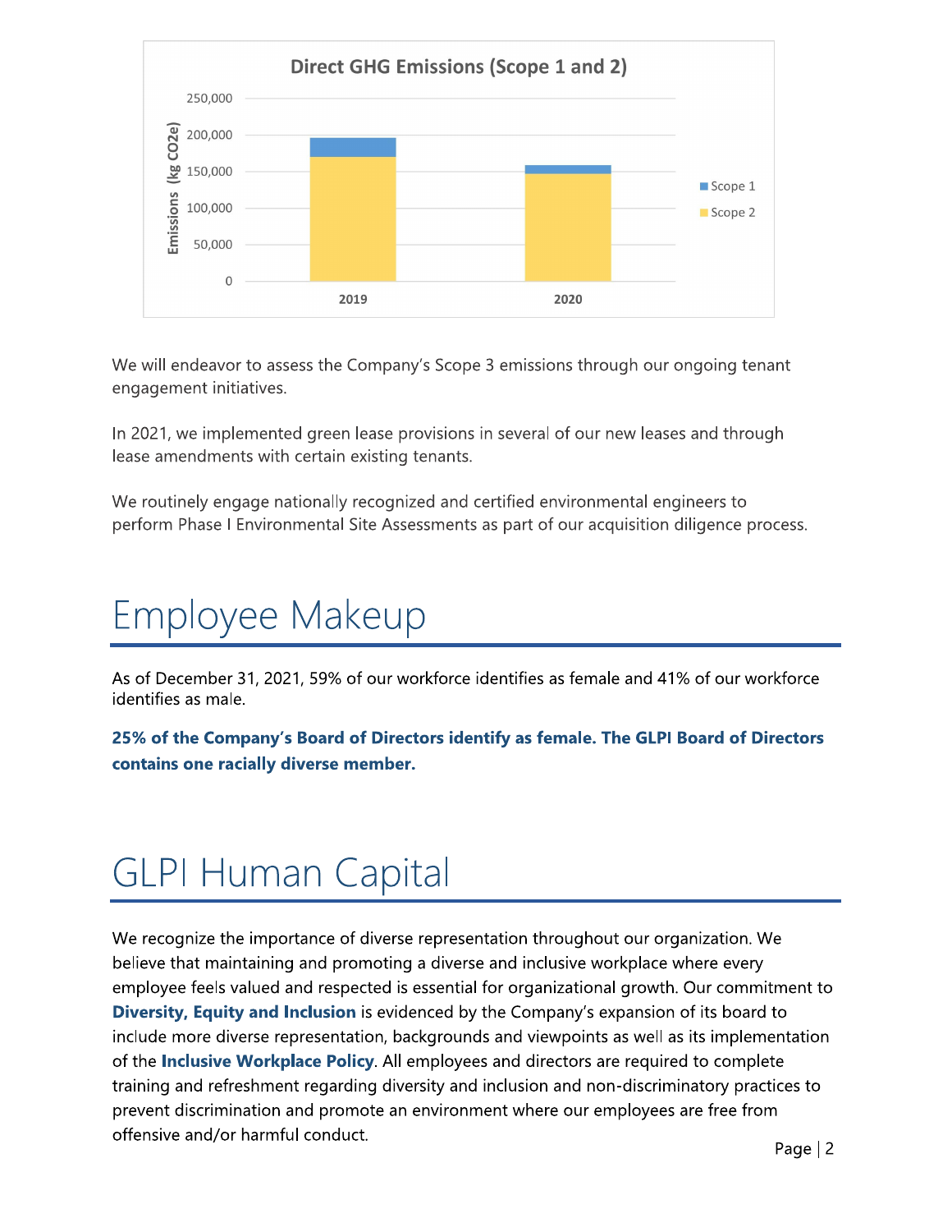Direct GHG Emissions (Scope 1 and 2)

Emissions (kg CO2e)

250,000
200,000
150,000
100,000
50,000
0

2019
2020

Scope 1
Scope 2

We will endeavor to assess the Company's Scope 3 emissions through our ongoing tenant engagement initiatives.

In 2021, we implemented green lease provisions in several of our new leases and through lease amendments with certain existing tenants.

We routinely engage nationally recognized and certified environmental engineers to perform Phase I Environmental Site Assessments as part of our acquisition diligence process.

# Employee Makeup

As of December 31, 2021, 59% of our workforce identifies as female and 41% of our workforce identifies as male.

**25% of the Company's Board of Directors identify as female. The GLPI Board of Directors contains one racially diverse member.**

# GLPI Human Capital

We recognize the importance of diverse representation throughout our organization. We believe that maintaining and promoting a diverse and inclusive workplace where every employee feels valued and respected is essential for organizational growth. Our commitment to **Diversity, Equity and Inclusion** is evidenced by the Company's expansion of its board to include more diverse representation, backgrounds and viewpoints as well as its implementation of the **Inclusive Workplace Policy**. All employees and directors are required to complete training and refreshment regarding diversity and inclusion and non-discriminatory practices to prevent discrimination and promote an environment where our employees are free from offensive and/or harmful conduct.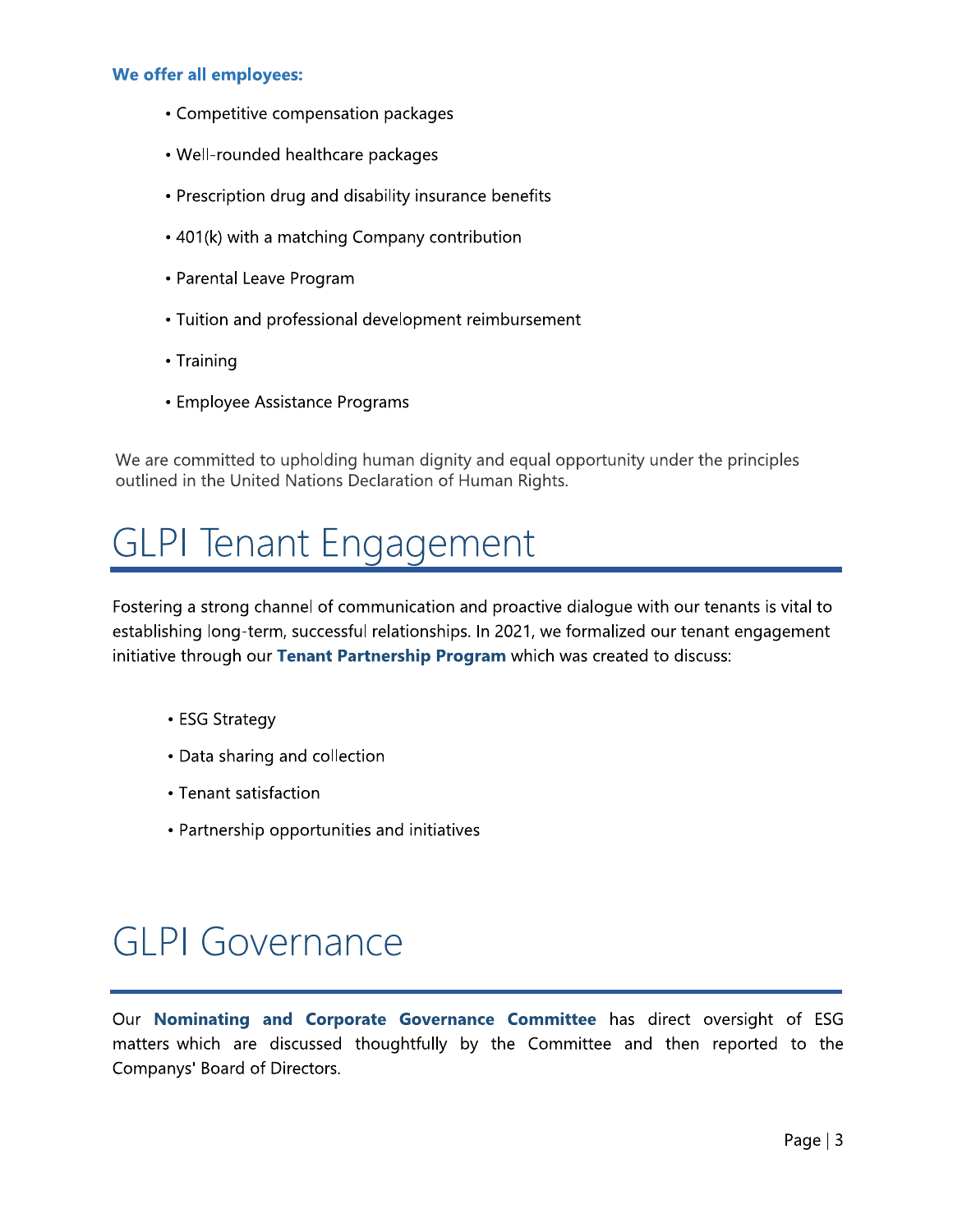**We offer all employees:**

- Competitive compensation packages
- Well-rounded healthcare packages
- Prescription drug and disability insurance benefits
- 401(k) with a matching Company contribution
- Parental Leave Program
- Tuition and professional development reimbursement
- Training
- Employee Assistance Programs

We are committed to upholding human dignity and equal opportunity under the principles outlined in the United Nations Declaration of Human Rights.

# GLPI Tenant Engagement

Fostering a strong channel of communication and proactive dialogue with our tenants is vital to establishing long-term, successful relationships. In 2021, we formalized our tenant engagement initiative through our **Tenant Partnership Program** which was created to discuss:

- ESG Strategy
- Data sharing and collection
- Tenant satisfaction
- Partnership opportunities and initiatives

# GLPI Governance

Our **Nominating and Corporate Governance Committee** has direct oversight of ESG matters which are discussed thoughtfully by the Committee and then reported to the Companys' Board of Directors.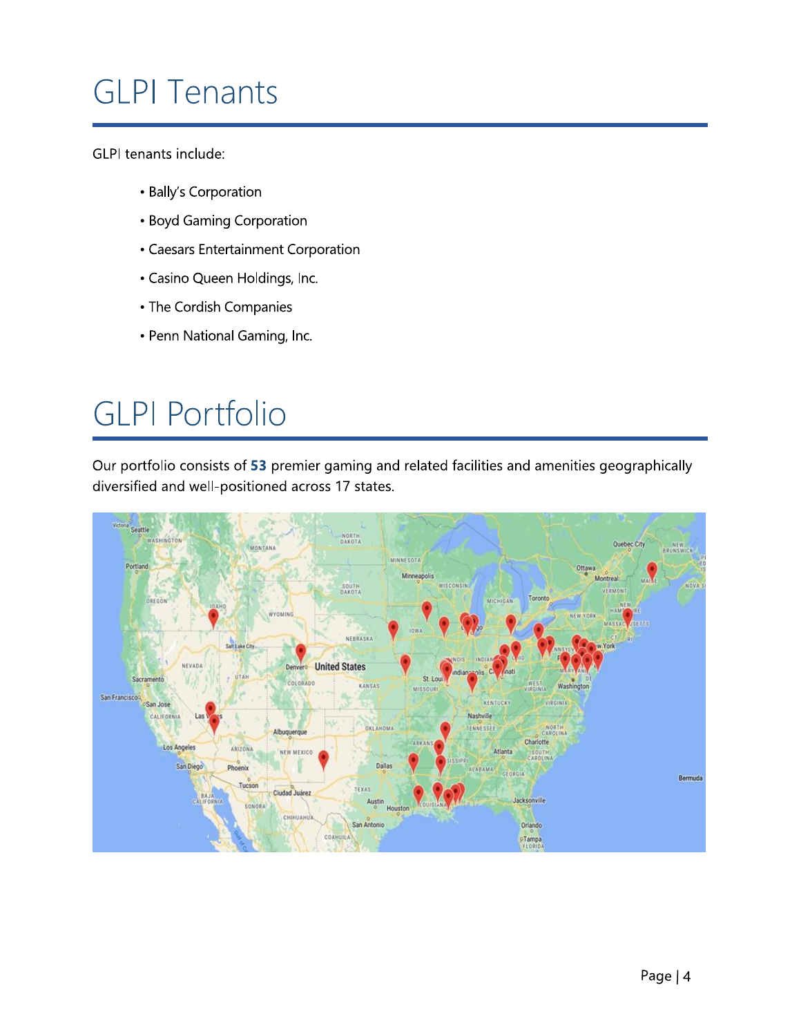# GLPI Tenants

GLPI tenants include:

- Bally's Corporation
- Boyd Gaming Corporation
- Caesars Entertainment Corporation
- Casino Queen Holdings, Inc.
- The Cordish Companies
- Penn National Gaming, Inc.

# GLPI Portfolio

Our portfolio consists of **53** premier gaming and related facilities and amenities geographically diversified and well-positioned across 17 states.